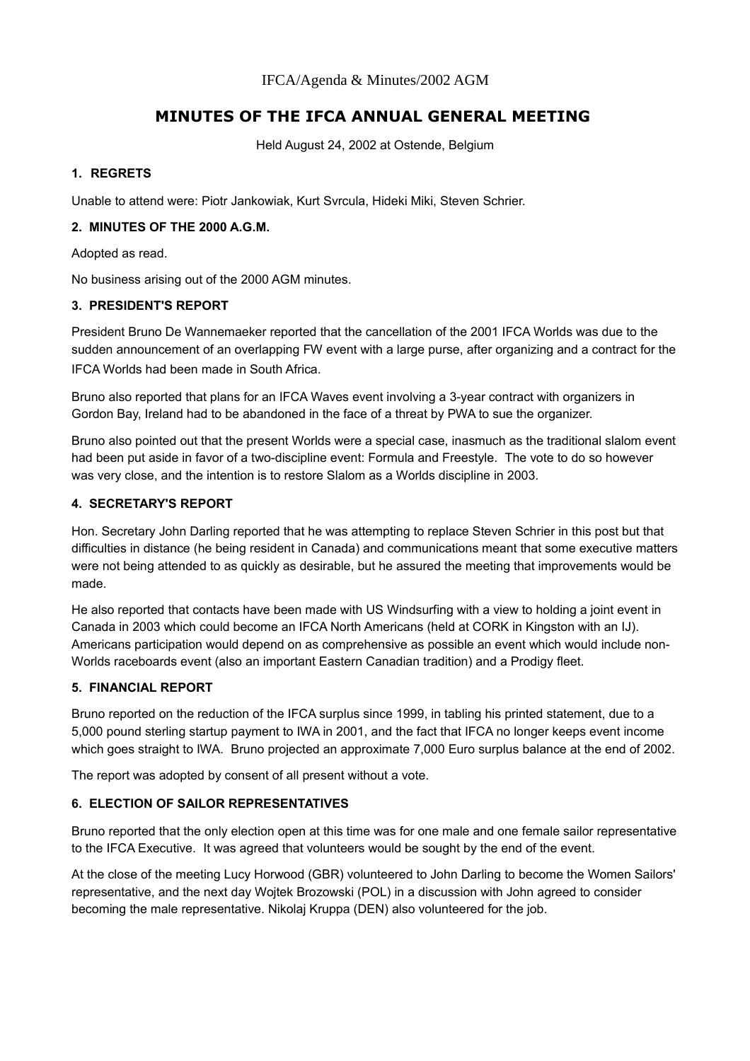IFCA/Agenda & Minutes/2002 AGM

# MINUTES OF THE IFCA ANNUAL GENERAL MEETING

Held August 24, 2002 at Ostende, Belgium

### 1. REGRETS

Unable to attend were: Piotr Jankowiak, Kurt Svrcula, Hideki Miki, Steven Schrier.

### 2. MINUTES OF THE 2000 A.G.M.

Adopted as read.

No business arising out of the 2000 AGM minutes.

### 3. PRESIDENT'S REPORT

President Bruno De Wannemaeker reported that the cancellation of the 2001 IFCA Worlds was due to the sudden announcement of an overlapping FW event with a large purse, after organizing and a contract for the IFCA Worlds had been made in South Africa.

Bruno also reported that plans for an IFCA Waves event involving a 3-year contract with organizers in Gordon Bay, Ireland had to be abandoned in the face of a threat by PWA to sue the organizer.

Bruno also pointed out that the present Worlds were a special case, inasmuch as the traditional slalom event had been put aside in favor of a two-discipline event: Formula and Freestyle. The vote to do so however was very close, and the intention is to restore Slalom as a Worlds discipline in 2003.

### 4. SECRETARY'S REPORT

Hon. Secretary John Darling reported that he was attempting to replace Steven Schrier in this post but that difficulties in distance (he being resident in Canada) and communications meant that some executive matters were not being attended to as quickly as desirable, but he assured the meeting that improvements would be made.

He also reported that contacts have been made with US Windsurfing with a view to holding a joint event in Canada in 2003 which could become an IFCA North Americans (held at CORK in Kingston with an IJ). Americans participation would depend on as comprehensive as possible an event which would include non-Worlds raceboards event (also an important Eastern Canadian tradition) and a Prodigy fleet.

### 5. FINANCIAL REPORT

Bruno reported on the reduction of the IFCA surplus since 1999, in tabling his printed statement, due to a 5,000 pound sterling startup payment to IWA in 2001, and the fact that IFCA no longer keeps event income which goes straight to IWA. Bruno projected an approximate 7,000 Euro surplus balance at the end of 2002.

The report was adopted by consent of all present without a vote.

### 6. ELECTION OF SAILOR REPRESENTATIVES

Bruno reported that the only election open at this time was for one male and one female sailor representative to the IFCA Executive. It was agreed that volunteers would be sought by the end of the event.

At the close of the meeting Lucy Horwood (GBR) volunteered to John Darling to become the Women Sailors' representative, and the next day Wojtek Brozowski (POL) in a discussion with John agreed to consider becoming the male representative. Nikolaj Kruppa (DEN) also volunteered for the job.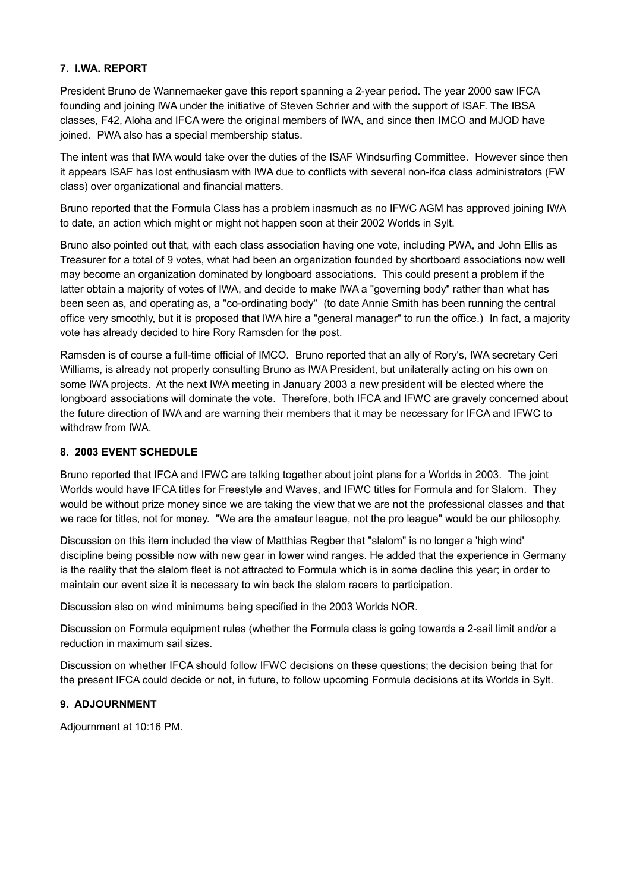### 7. I.WA. REPORT

President Bruno de Wannemaeker gave this report spanning a 2-year period. The year 2000 saw IFCA founding and joining IWA under the initiative of Steven Schrier and with the support of ISAF. The IBSA classes, F42, Aloha and IFCA were the original members of IWA, and since then IMCO and MJOD have joined. PWA also has a special membership status.

The intent was that IWA would take over the duties of the ISAF Windsurfing Committee. However since then it appears ISAF has lost enthusiasm with IWA due to conflicts with several non-ifca class administrators (FW class) over organizational and financial matters.

Bruno reported that the Formula Class has a problem inasmuch as no IFWC AGM has approved joining IWA to date, an action which might or might not happen soon at their 2002 Worlds in Sylt.

Bruno also pointed out that, with each class association having one vote, including PWA, and John Ellis as Treasurer for a total of 9 votes, what had been an organization founded by shortboard associations now well may become an organization dominated by longboard associations. This could present a problem if the latter obtain a majority of votes of IWA, and decide to make IWA a "governing body" rather than what has been seen as, and operating as, a "co-ordinating body" (to date Annie Smith has been running the central office very smoothly, but it is proposed that IWA hire a "general manager" to run the office.) In fact, a majority vote has already decided to hire Rory Ramsden for the post.

Ramsden is of course a full-time official of IMCO. Bruno reported that an ally of Rory's, IWA secretary Ceri Williams, is already not properly consulting Bruno as IWA President, but unilaterally acting on his own on some IWA projects. At the next IWA meeting in January 2003 a new president will be elected where the longboard associations will dominate the vote. Therefore, both IFCA and IFWC are gravely concerned about the future direction of IWA and are warning their members that it may be necessary for IFCA and IFWC to withdraw from IWA.

### 8. 2003 EVENT SCHEDULE

Bruno reported that IFCA and IFWC are talking together about joint plans for a Worlds in 2003. The joint Worlds would have IFCA titles for Freestyle and Waves, and IFWC titles for Formula and for Slalom. They would be without prize money since we are taking the view that we are not the professional classes and that we race for titles, not for money. "We are the amateur league, not the pro league" would be our philosophy.

Discussion on this item included the view of Matthias Regber that "slalom" is no longer a 'high wind' discipline being possible now with new gear in lower wind ranges. He added that the experience in Germany is the reality that the slalom fleet is not attracted to Formula which is in some decline this year; in order to maintain our event size it is necessary to win back the slalom racers to participation.

Discussion also on wind minimums being specified in the 2003 Worlds NOR.

Discussion on Formula equipment rules (whether the Formula class is going towards a 2-sail limit and/or a reduction in maximum sail sizes.

Discussion on whether IFCA should follow IFWC decisions on these questions; the decision being that for the present IFCA could decide or not, in future, to follow upcoming Formula decisions at its Worlds in Sylt.

### 9. ADJOURNMENT

Adjournment at 10:16 PM.